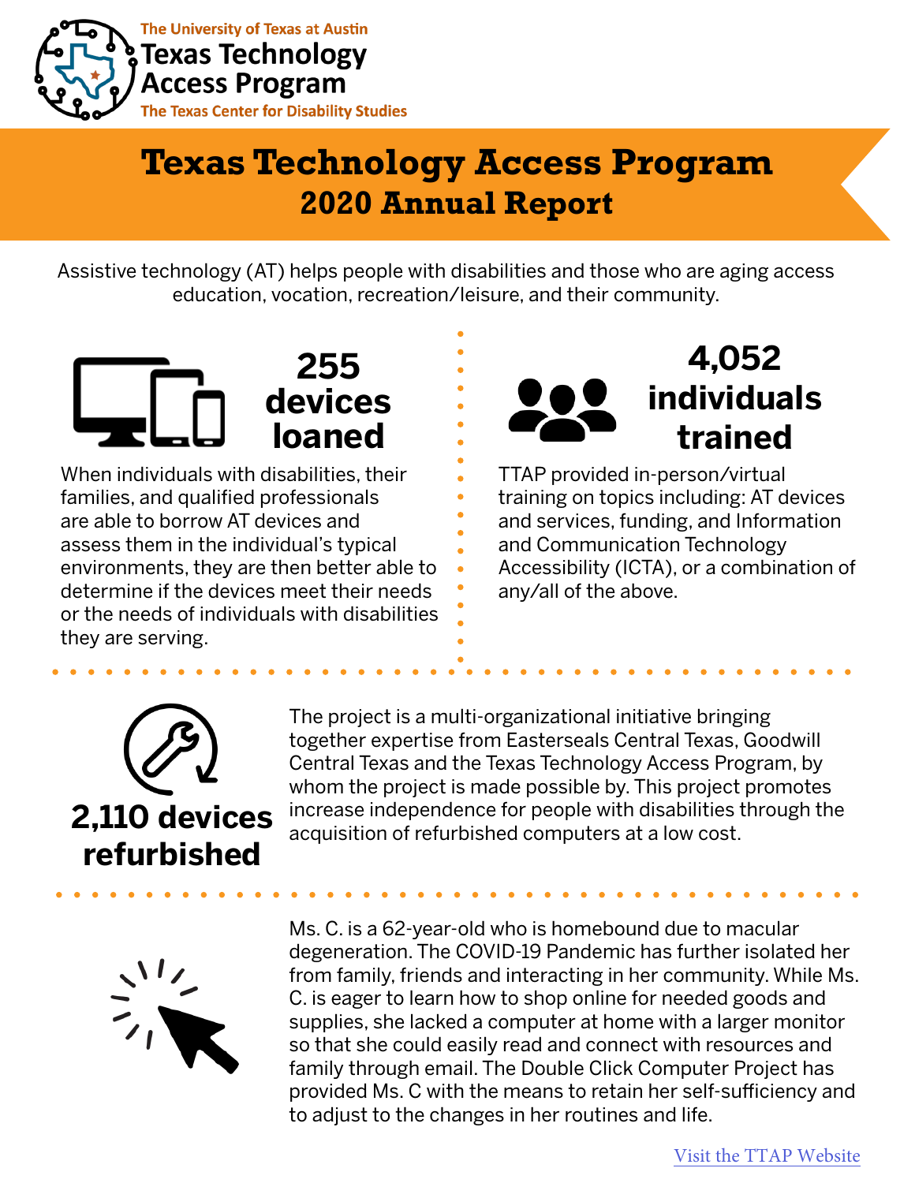The University of Texas at Austin
Texas Technology Access Program
The Texas Center for Disability Studies

# Texas Technology Access Program
## 2020 Annual Report

Assistive technology (AT) helps people with disabilities and those who are aging access education, vocation, recreation/leisure, and their community.

### 255 devices loaned

When individuals with disabilities, their families, and qualified professionals are able to borrow AT devices and assess them in the individual's typical environments, they are then better able to determine if the devices meet their needs or the needs of individuals with disabilities they are serving.

### 4,052 individuals trained

TTAP provided in-person/virtual training on topics including: AT devices and services, funding, and Information and Communication Technology Accessibility (ICTA), or a combination of any/all of the above.

### 2,110 devices refurbished

The project is a multi-organizational initiative bringing together expertise from Easterseals Central Texas, Goodwill Central Texas and the Texas Technology Access Program, by whom the project is made possible by. This project promotes increase independence for people with disabilities through the acquisition of refurbished computers at a low cost.

Ms. C. is a 62-year-old who is homebound due to macular degeneration. The COVID-19 Pandemic has further isolated her from family, friends and interacting in her community. While Ms. C. is eager to learn how to shop online for needed goods and supplies, she lacked a computer at home with a larger monitor so that she could easily read and connect with resources and family through email. The Double Click Computer Project has provided Ms. C with the means to retain her self-sufficiency and to adjust to the changes in her routines and life.

Visit the TTAP Website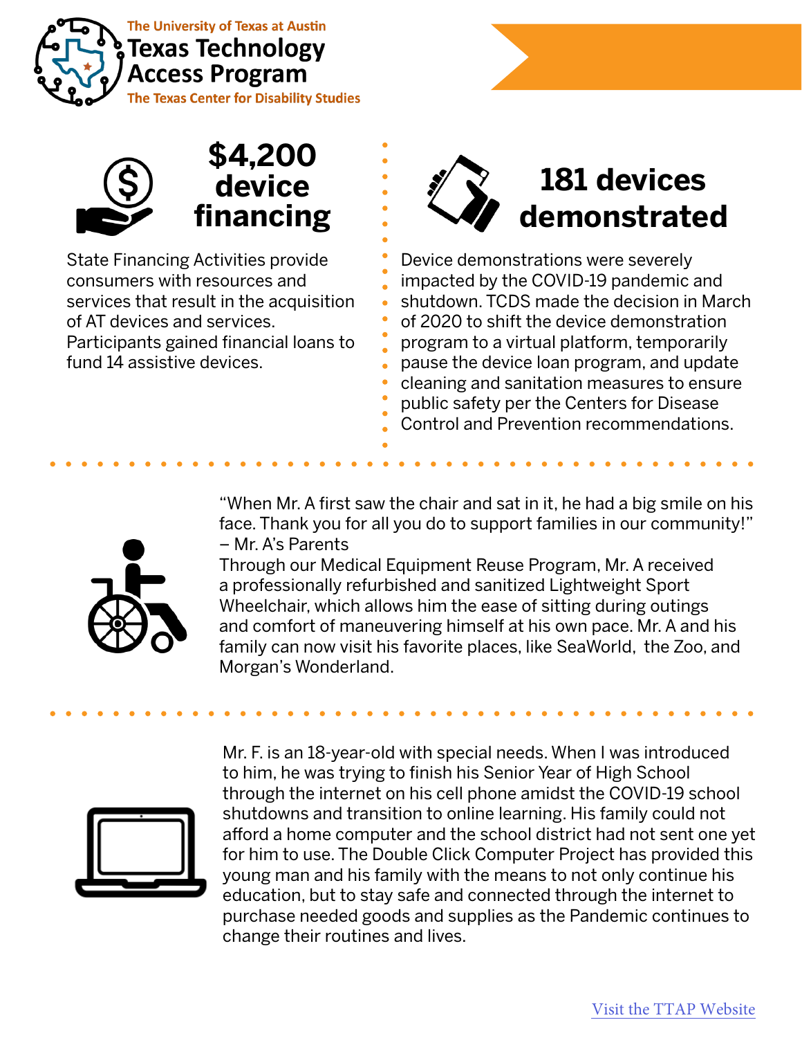The University of Texas at Austin

**Texas Technology Access Program**

The Texas Center for Disability Studies

## $4,200 device financing

State Financing Activities provide consumers with resources and services that result in the acquisition of AT devices and services. Participants gained financial loans to fund 14 assistive devices.

## 181 devices demonstrated

Device demonstrations were severely impacted by the COVID-19 pandemic and shutdown. TCDS made the decision in March of 2020 to shift the device demonstration program to a virtual platform, temporarily pause the device loan program, and update cleaning and sanitation measures to ensure public safety per the Centers for Disease Control and Prevention recommendations.

"When Mr. A first saw the chair and sat in it, he had a big smile on his face. Thank you for all you do to support families in our community!" – Mr. A's Parents

Through our Medical Equipment Reuse Program, Mr. A received a professionally refurbished and sanitized Lightweight Sport Wheelchair, which allows him the ease of sitting during outings and comfort of maneuvering himself at his own pace. Mr. A and his family can now visit his favorite places, like SeaWorld, the Zoo, and Morgan's Wonderland.

Mr. F. is an 18-year-old with special needs. When I was introduced to him, he was trying to finish his Senior Year of High School through the internet on his cell phone amidst the COVID-19 school shutdowns and transition to online learning. His family could not afford a home computer and the school district had not sent one yet for him to use. The Double Click Computer Project has provided this young man and his family with the means to not only continue his education, but to stay safe and connected through the internet to purchase needed goods and supplies as the Pandemic continues to change their routines and lives.

Visit the TTAP Website